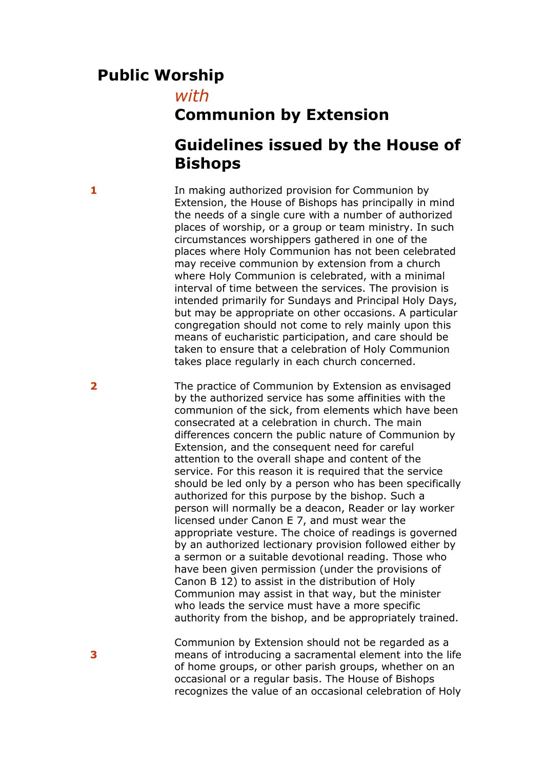# Public Worship

*with*

## Communion by Extension

## Guidelines issued by the House of Bishops

**1** In making authorized provision for Communion by Extension, the House of Bishops has principally in mind the needs of a single cure with a number of authorized places of worship, or a group or team ministry. In such circumstances worshippers gathered in one of the places where Holy Communion has not been celebrated may receive communion by extension from a church where Holy Communion is celebrated, with a minimal interval of time between the services. The provision is intended primarily for Sundays and Principal Holy Days, but may be appropriate on other occasions. A particular congregation should not come to rely mainly upon this means of eucharistic participation, and care should be taken to ensure that a celebration of Holy Communion takes place regularly in each church concerned.

**2** The practice of Communion by Extension as envisaged by the authorized service has some affinities with the communion of the sick, from elements which have been consecrated at a celebration in church. The main differences concern the public nature of Communion by Extension, and the consequent need for careful attention to the overall shape and content of the service. For this reason it is required that the service should be led only by a person who has been specifically authorized for this purpose by the bishop. Such a person will normally be a deacon, Reader or lay worker licensed under Canon E 7, and must wear the appropriate vesture. The choice of readings is governed by an authorized lectionary provision followed either by a sermon or a suitable devotional reading. Those who have been given permission (under the provisions of Canon B 12) to assist in the distribution of Holy Communion may assist in that way, but the minister who leads the service must have a more specific authority from the bishop, and be appropriately trained.

**3** Communion by Extension should not be regarded as a means of introducing a sacramental element into the life of home groups, or other parish groups, whether on an occasional or a regular basis. The House of Bishops recognizes the value of an occasional celebration of Holy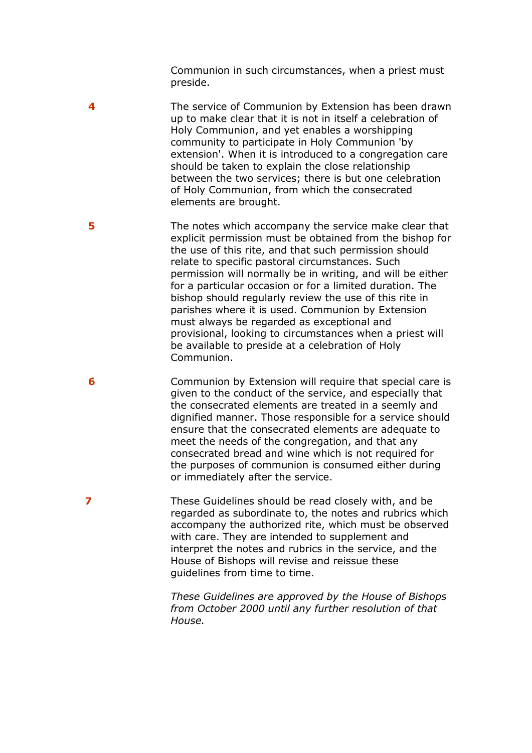Communion in such circumstances, when a priest must preside.

**4** The service of Communion by Extension has been drawn up to make clear that it is not in itself a celebration of Holy Communion, and yet enables a worshipping community to participate in Holy Communion 'by extension'. When it is introduced to a congregation care should be taken to explain the close relationship between the two services; there is but one celebration of Holy Communion, from which the consecrated elements are brought.

**5** The notes which accompany the service make clear that explicit permission must be obtained from the bishop for the use of this rite, and that such permission should relate to specific pastoral circumstances. Such permission will normally be in writing, and will be either for a particular occasion or for a limited duration. The bishop should regularly review the use of this rite in parishes where it is used. Communion by Extension must always be regarded as exceptional and provisional, looking to circumstances when a priest will be available to preside at a celebration of Holy Communion.

**6** Communion by Extension will require that special care is given to the conduct of the service, and especially that the consecrated elements are treated in a seemly and dignified manner. Those responsible for a service should ensure that the consecrated elements are adequate to meet the needs of the congregation, and that any consecrated bread and wine which is not required for the purposes of communion is consumed either during or immediately after the service.

**7** These Guidelines should be read closely with, and be regarded as subordinate to, the notes and rubrics which accompany the authorized rite, which must be observed with care. They are intended to supplement and interpret the notes and rubrics in the service, and the House of Bishops will revise and reissue these guidelines from time to time.

*These Guidelines are approved by the House of Bishops from October 2000 until any further resolution of that House.*